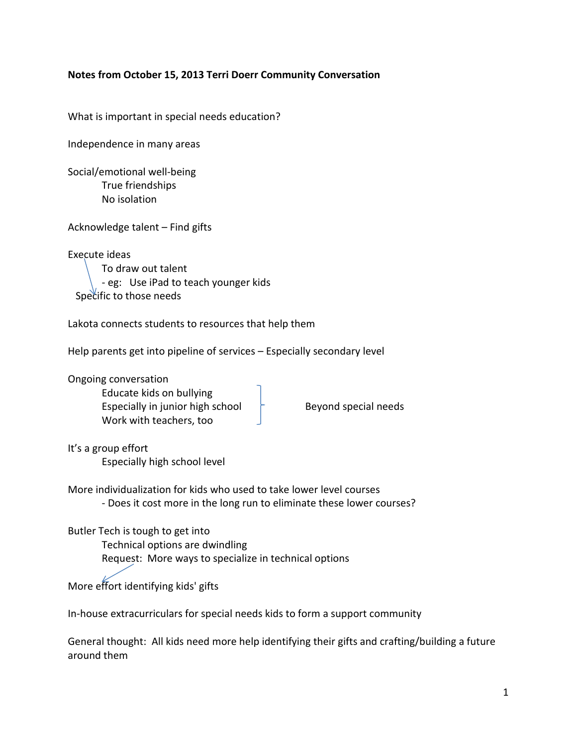**Notes from October 15, 2013 Terri Doerr Community Conversation**

What is important in special needs education?

Independence in many areas

Social/emotional well-being

- True friendships
- No isolation

Acknowledge talent – Find gifts

Execute ideas

- To draw out talent
- eg: Use iPad to teach younger kids

Specific to those needs

Lakota connects students to resources that help them

Help parents get into pipeline of services – Especially secondary level

Ongoing conversation

- Educate kids on bullying
- Especially in junior high school
- Work with teachers, too

} Beyond special needs

It's a group effort

- Especially high school level

More individualization for kids who used to take lower level courses

- Does it cost more in the long run to eliminate these lower courses?

Butler Tech is tough to get into

- Technical options are dwindling
- Request: More ways to specialize in technical options

More effort identifying kids' gifts

In-house extracurriculars for special needs kids to form a support community

General thought: All kids need more help identifying their gifts and crafting/building a future around them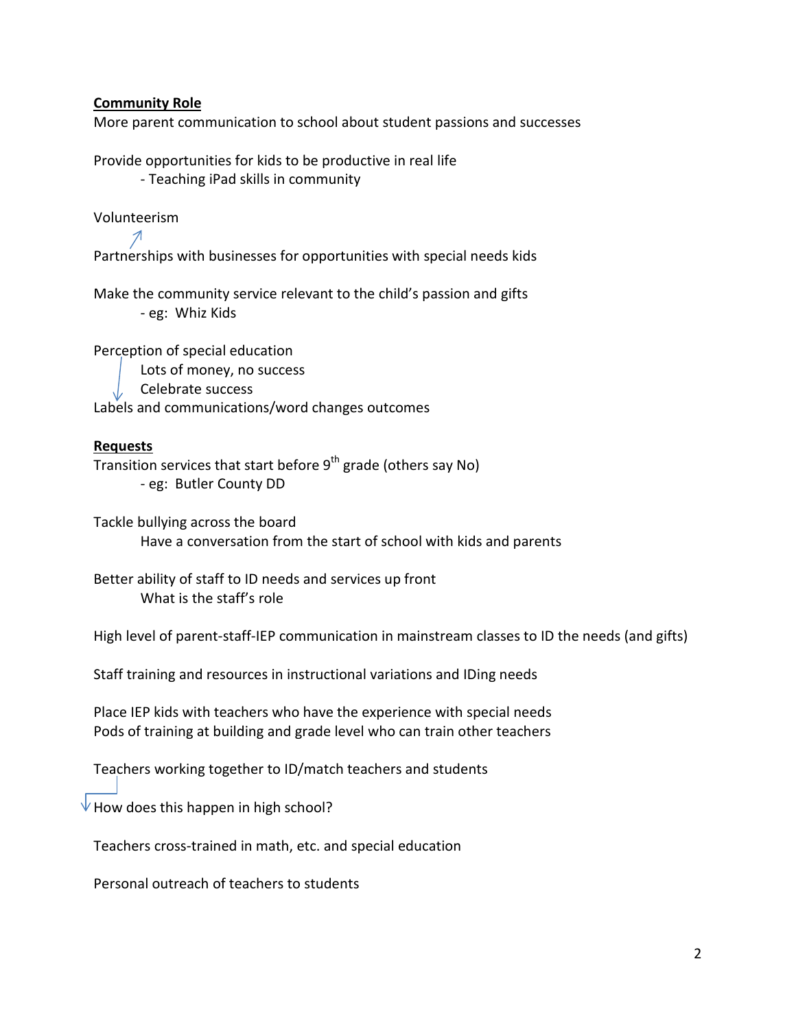**Community Role**

More parent communication to school about student passions and successes

Provide opportunities for kids to be productive in real life

- Teaching iPad skills in community

Volunteerism

Partnerships with businesses for opportunities with special needs kids

Make the community service relevant to the child's passion and gifts

- eg: Whiz Kids

Perception of special education

Lots of money, no success

Celebrate success

Labels and communications/word changes outcomes

**Requests**

Transition services that start before 9th grade (others say No)

- eg: Butler County DD

Tackle bullying across the board

Have a conversation from the start of school with kids and parents

Better ability of staff to ID needs and services up front

What is the staff's role

High level of parent-staff-IEP communication in mainstream classes to ID the needs (and gifts)

Staff training and resources in instructional variations and IDing needs

Place IEP kids with teachers who have the experience with special needs

Pods of training at building and grade level who can train other teachers

Teachers working together to ID/match teachers and students

How does this happen in high school?

Teachers cross-trained in math, etc. and special education

Personal outreach of teachers to students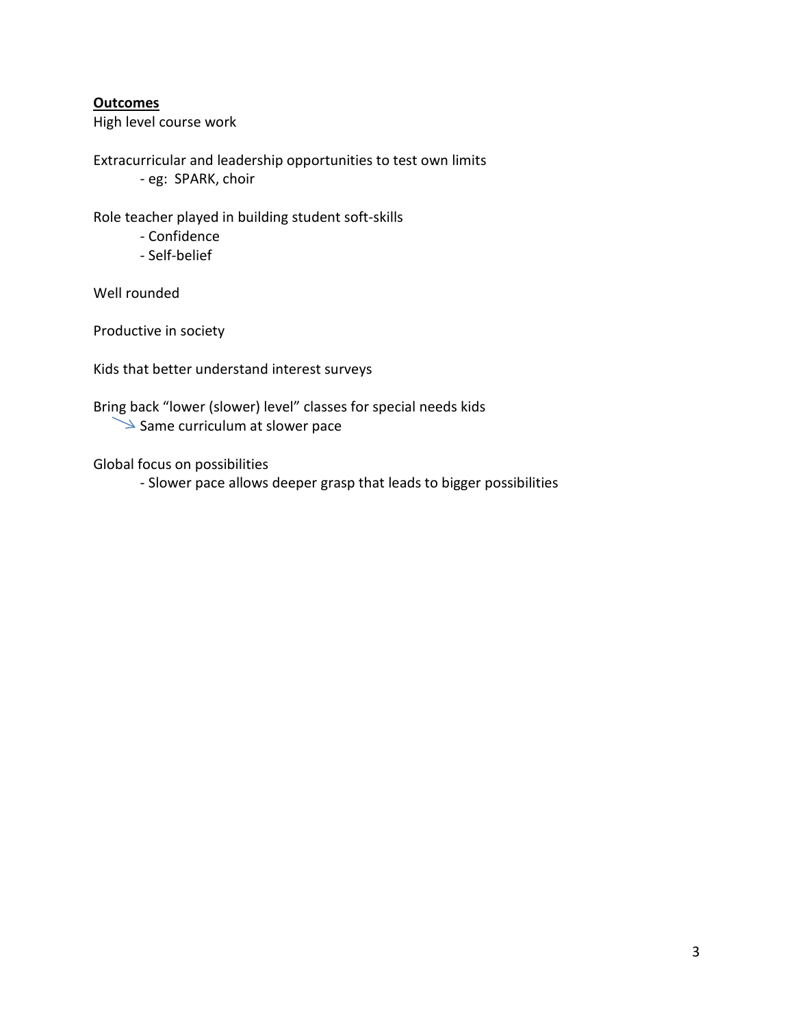**Outcomes**

High level course work

Extracurricular and leadership opportunities to test own limits
- eg: SPARK, choir

Role teacher played in building student soft-skills
- Confidence
- Self-belief

Well rounded

Productive in society

Kids that better understand interest surveys

Bring back "lower (slower) level" classes for special needs kids
→ Same curriculum at slower pace

Global focus on possibilities
- Slower pace allows deeper grasp that leads to bigger possibilities